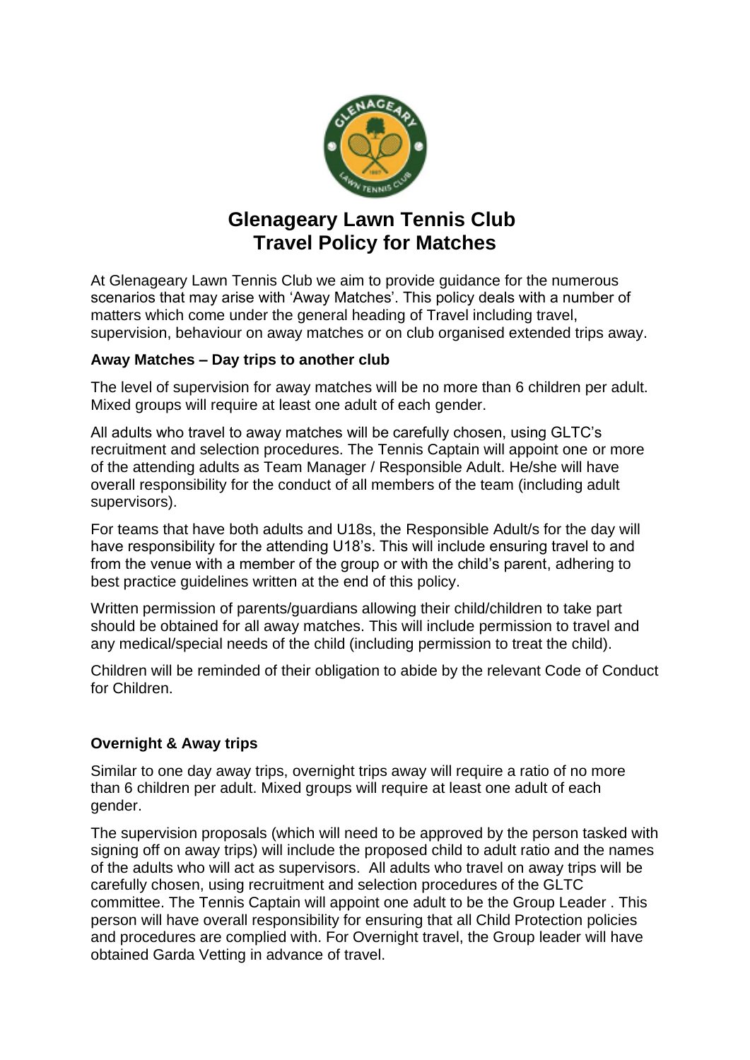# Glenageary Lawn Tennis Club
# Travel Policy for Matches

At Glenageary Lawn Tennis Club we aim to provide guidance for the numerous scenarios that may arise with 'Away Matches'. This policy deals with a number of matters which come under the general heading of Travel including travel, supervision, behaviour on away matches or on club organised extended trips away.

**Away Matches – Day trips to another club**

The level of supervision for away matches will be no more than 6 children per adult. Mixed groups will require at least one adult of each gender.

All adults who travel to away matches will be carefully chosen, using GLTC's recruitment and selection procedures. The Tennis Captain will appoint one or more of the attending adults as Team Manager / Responsible Adult. He/she will have overall responsibility for the conduct of all members of the team (including adult supervisors).

For teams that have both adults and U18s, the Responsible Adult/s for the day will have responsibility for the attending U18's. This will include ensuring travel to and from the venue with a member of the group or with the child's parent, adhering to best practice guidelines written at the end of this policy.

Written permission of parents/guardians allowing their child/children to take part should be obtained for all away matches. This will include permission to travel and any medical/special needs of the child (including permission to treat the child).

Children will be reminded of their obligation to abide by the relevant Code of Conduct for Children.

**Overnight & Away trips**

Similar to one day away trips, overnight trips away will require a ratio of no more than 6 children per adult. Mixed groups will require at least one adult of each gender.

The supervision proposals (which will need to be approved by the person tasked with signing off on away trips) will include the proposed child to adult ratio and the names of the adults who will act as supervisors. All adults who travel on away trips will be carefully chosen, using recruitment and selection procedures of the GLTC committee. The Tennis Captain will appoint one adult to be the Group Leader . This person will have overall responsibility for ensuring that all Child Protection policies and procedures are complied with. For Overnight travel, the Group leader will have obtained Garda Vetting in advance of travel.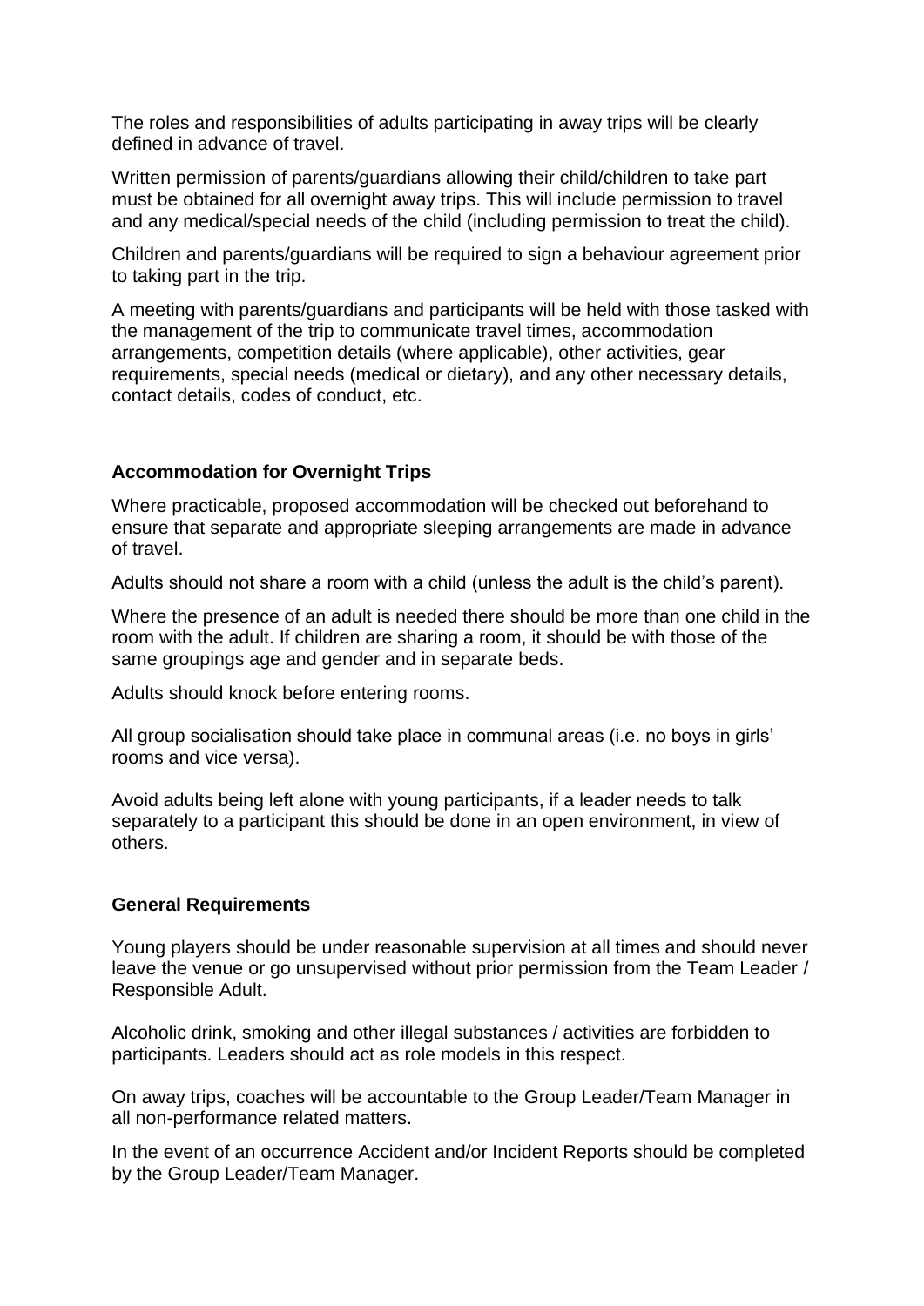The roles and responsibilities of adults participating in away trips will be clearly defined in advance of travel.

Written permission of parents/guardians allowing their child/children to take part must be obtained for all overnight away trips. This will include permission to travel and any medical/special needs of the child (including permission to treat the child).

Children and parents/guardians will be required to sign a behaviour agreement prior to taking part in the trip.

A meeting with parents/guardians and participants will be held with those tasked with the management of the trip to communicate travel times, accommodation arrangements, competition details (where applicable), other activities, gear requirements, special needs (medical or dietary), and any other necessary details, contact details, codes of conduct, etc.

**Accommodation for Overnight Trips**

Where practicable, proposed accommodation will be checked out beforehand to ensure that separate and appropriate sleeping arrangements are made in advance of travel.

Adults should not share a room with a child (unless the adult is the child's parent).

Where the presence of an adult is needed there should be more than one child in the room with the adult. If children are sharing a room, it should be with those of the same groupings age and gender and in separate beds.

Adults should knock before entering rooms.

All group socialisation should take place in communal areas (i.e. no boys in girls' rooms and vice versa).

Avoid adults being left alone with young participants, if a leader needs to talk separately to a participant this should be done in an open environment, in view of others.

**General Requirements**

Young players should be under reasonable supervision at all times and should never leave the venue or go unsupervised without prior permission from the Team Leader / Responsible Adult.

Alcoholic drink, smoking and other illegal substances / activities are forbidden to participants. Leaders should act as role models in this respect.

On away trips, coaches will be accountable to the Group Leader/Team Manager in all non-performance related matters.

In the event of an occurrence Accident and/or Incident Reports should be completed by the Group Leader/Team Manager.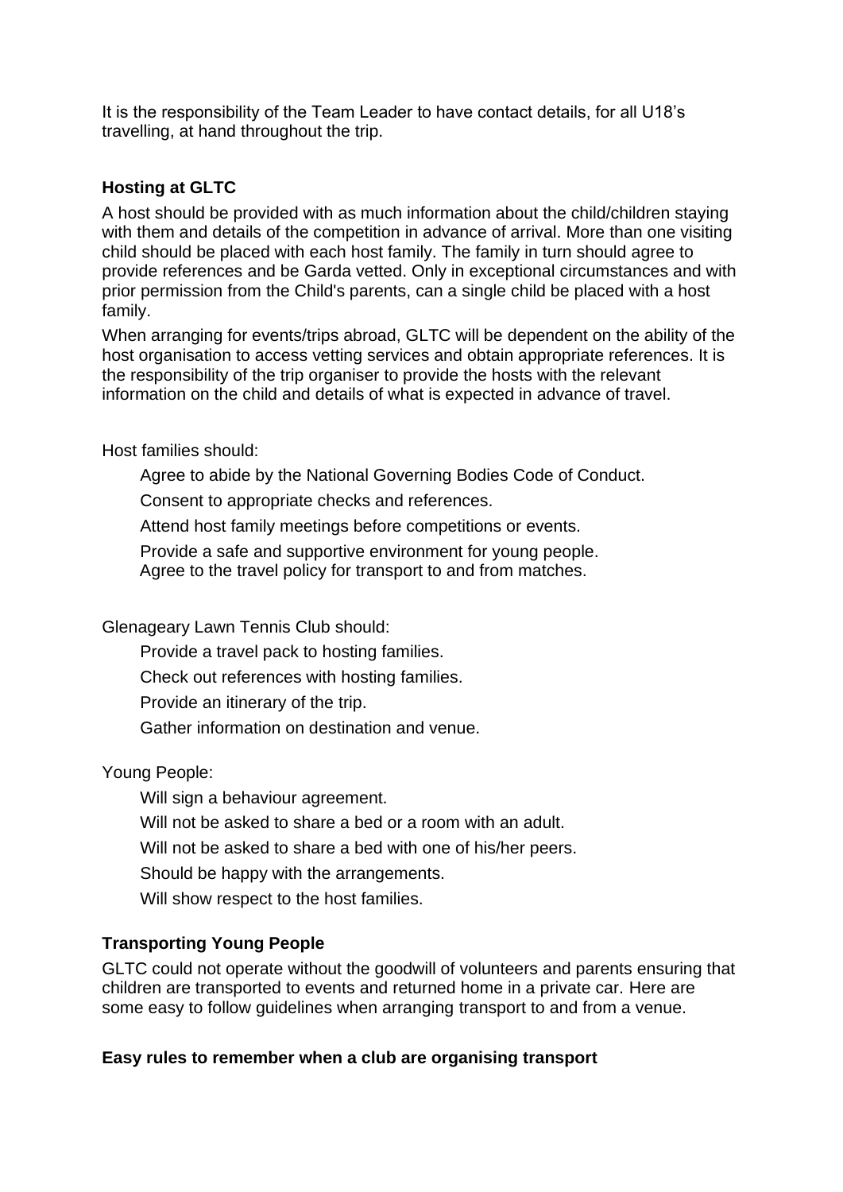It is the responsibility of the Team Leader to have contact details, for all U18's travelling, at hand throughout the trip.

**Hosting at GLTC**

A host should be provided with as much information about the child/children staying with them and details of the competition in advance of arrival. More than one visiting child should be placed with each host family. The family in turn should agree to provide references and be Garda vetted. Only in exceptional circumstances and with prior permission from the Child's parents, can a single child be placed with a host family.

When arranging for events/trips abroad, GLTC will be dependent on the ability of the host organisation to access vetting services and obtain appropriate references. It is the responsibility of the trip organiser to provide the hosts with the relevant information on the child and details of what is expected in advance of travel.

Host families should:

- Agree to abide by the National Governing Bodies Code of Conduct.
- Consent to appropriate checks and references.
- Attend host family meetings before competitions or events.
- Provide a safe and supportive environment for young people.
- Agree to the travel policy for transport to and from matches.

Glenageary Lawn Tennis Club should:

- Provide a travel pack to hosting families.
- Check out references with hosting families.
- Provide an itinerary of the trip.
- Gather information on destination and venue.

Young People:

- Will sign a behaviour agreement.
- Will not be asked to share a bed or a room with an adult.
- Will not be asked to share a bed with one of his/her peers.
- Should be happy with the arrangements.
- Will show respect to the host families.

**Transporting Young People**

GLTC could not operate without the goodwill of volunteers and parents ensuring that children are transported to events and returned home in a private car. Here are some easy to follow guidelines when arranging transport to and from a venue.

**Easy rules to remember when a club are organising transport**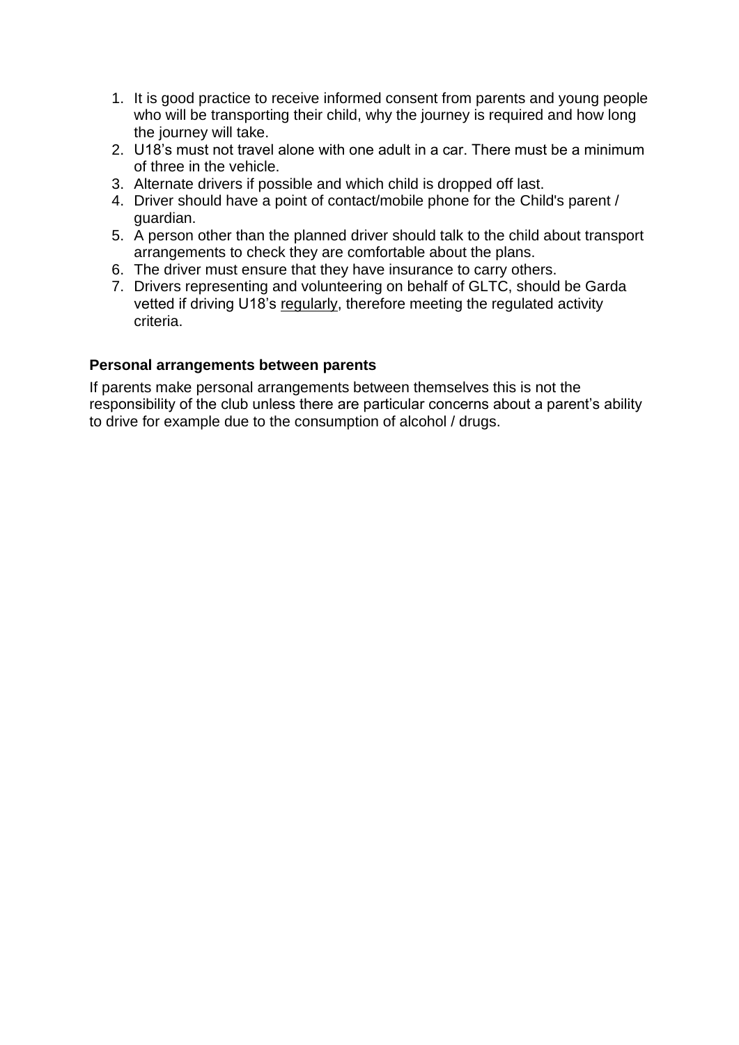1. It is good practice to receive informed consent from parents and young people who will be transporting their child, why the journey is required and how long the journey will take.
2. U18's must not travel alone with one adult in a car. There must be a minimum of three in the vehicle.
3. Alternate drivers if possible and which child is dropped off last.
4. Driver should have a point of contact/mobile phone for the Child's parent / guardian.
5. A person other than the planned driver should talk to the child about transport arrangements to check they are comfortable about the plans.
6. The driver must ensure that they have insurance to carry others.
7. Drivers representing and volunteering on behalf of GLTC, should be Garda vetted if driving U18's <u>regularly</u>, therefore meeting the regulated activity criteria.

**Personal arrangements between parents**

If parents make personal arrangements between themselves this is not the responsibility of the club unless there are particular concerns about a parent's ability to drive for example due to the consumption of alcohol / drugs.